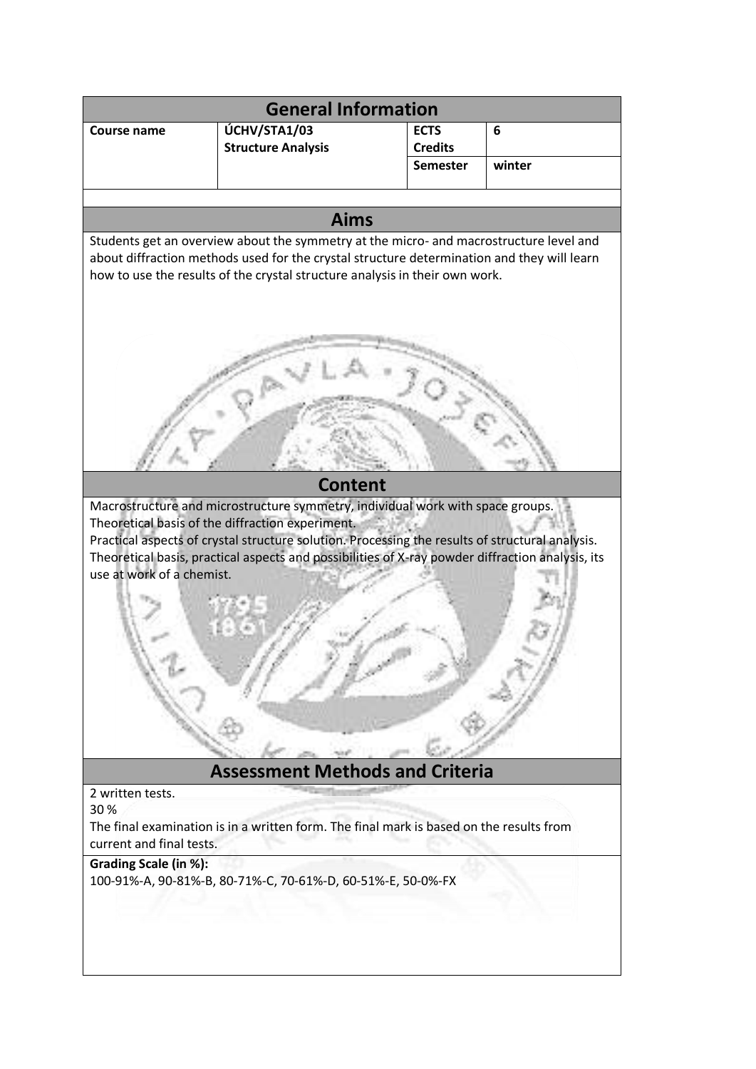## General Information

| Course name | ÚCHV/STA1/03 **Structure Analysis** | ECTS Credits | 6 |
|---|---|---|---|
| | | Semester | winter |

## Aims

Students get an overview about the symmetry at the micro- and macrostructure level and about diffraction methods used for the crystal structure determination and they will learn how to use the results of the crystal structure analysis in their own work.

## Content

Macrostructure and microstructure symmetry, individual work with space groups.
Theoretical basis of the diffraction experiment.
Practical aspects of crystal structure solution. Processing the results of structural analysis.
Theoretical basis, practical aspects and possibilities of X-ray powder diffraction analysis, its use at work of a chemist.

## Assessment Methods and Criteria

2 written tests.
30 %
The final examination is in a written form. The final mark is based on the results from current and final tests.

**Grading Scale (in %):**
100-91%-A, 90-81%-B, 80-71%-C, 70-61%-D, 60-51%-E, 50-0%-FX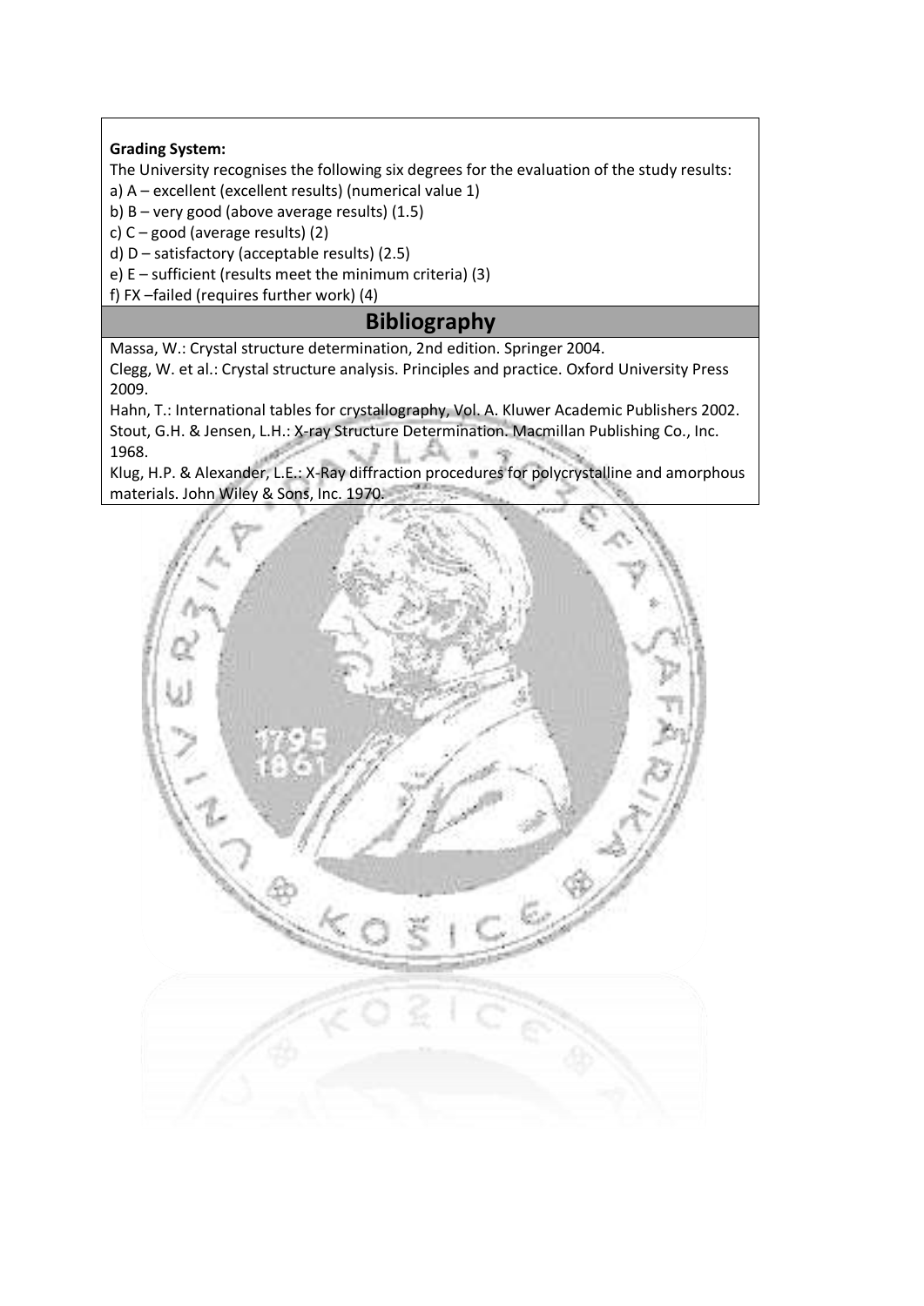**Grading System:**

The University recognises the following six degrees for the evaluation of the study results:

a) A – excellent (excellent results) (numerical value 1)

b) B – very good (above average results) (1.5)

c) C – good (average results) (2)

d) D – satisfactory (acceptable results) (2.5)

e) E – sufficient (results meet the minimum criteria) (3)

f) FX –failed (requires further work) (4)

## Bibliography

Massa, W.: Crystal structure determination, 2nd edition. Springer 2004.

Clegg, W. et al.: Crystal structure analysis. Principles and practice. Oxford University Press 2009.

Hahn, T.: International tables for crystallography, Vol. A. Kluwer Academic Publishers 2002.

Stout, G.H. & Jensen, L.H.: X-ray Structure Determination. Macmillan Publishing Co., Inc. 1968.

Klug, H.P. & Alexander, L.E.: X-Ray diffraction procedures for polycrystalline and amorphous materials. John Wiley & Sons, Inc. 1970.